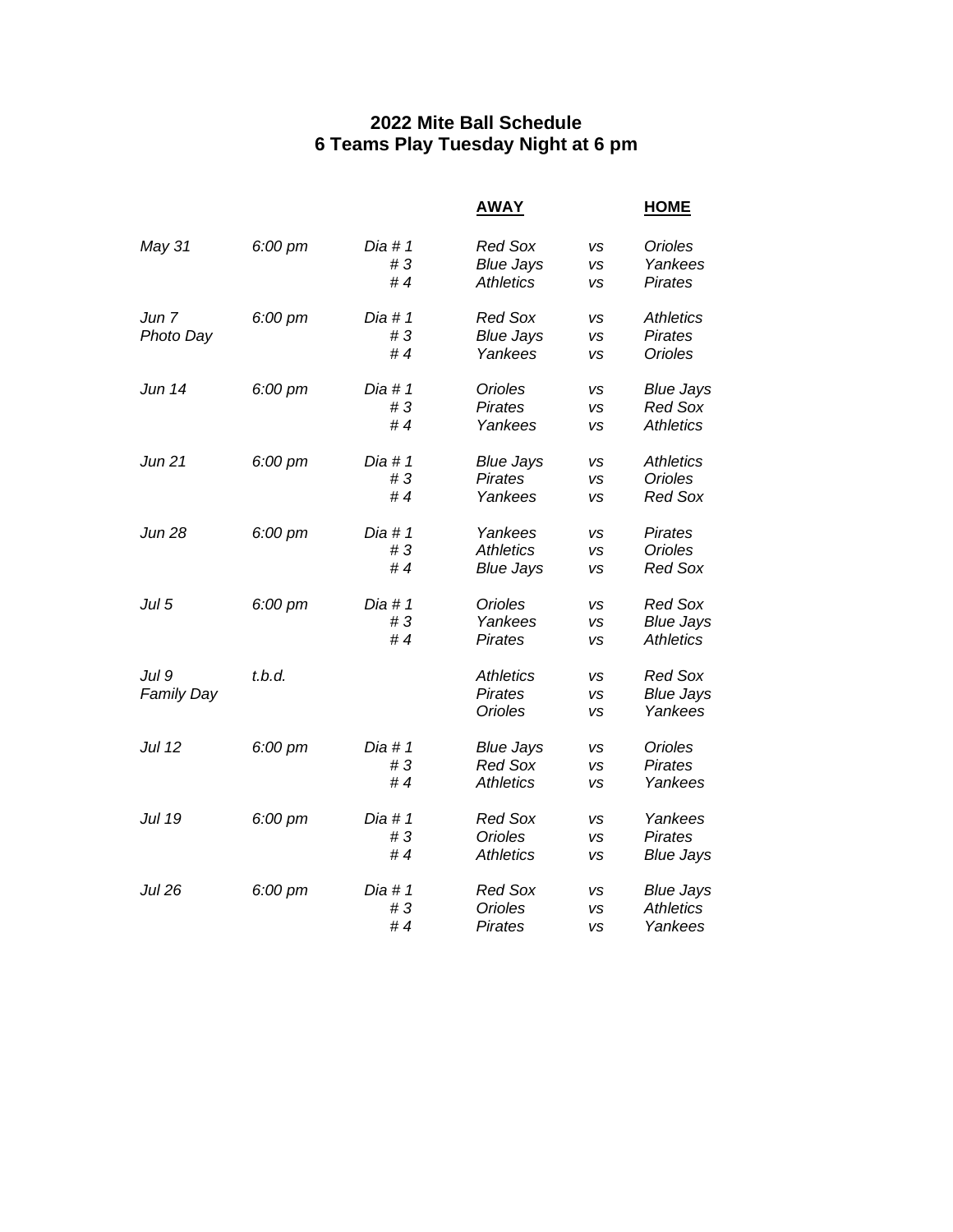## 2022 Mite Ball Schedule
## 6 Teams Play Tuesday Night at 6 pm

| | | | AWAY | | HOME |
|---|---|---|---|---|---|
| *May 31* | *6:00 pm* | *Dia # 1* | *Red Sox* | *vs* | *Orioles* |
| | | *# 3* | *Blue Jays* | *vs* | *Yankees* |
| | | *# 4* | *Athletics* | *vs* | *Pirates* |
| *Jun 7* | *6:00 pm* | *Dia # 1* | *Red Sox* | *vs* | *Athletics* |
| *Photo Day* | | *# 3* | *Blue Jays* | *vs* | *Pirates* |
| | | *# 4* | *Yankees* | *vs* | *Orioles* |
| *Jun 14* | *6:00 pm* | *Dia # 1* | *Orioles* | *vs* | *Blue Jays* |
| | | *# 3* | *Pirates* | *vs* | *Red Sox* |
| | | *# 4* | *Yankees* | *vs* | *Athletics* |
| *Jun 21* | *6:00 pm* | *Dia # 1* | *Blue Jays* | *vs* | *Athletics* |
| | | *# 3* | *Pirates* | *vs* | *Orioles* |
| | | *# 4* | *Yankees* | *vs* | *Red Sox* |
| *Jun 28* | *6:00 pm* | *Dia # 1* | *Yankees* | *vs* | *Pirates* |
| | | *# 3* | *Athletics* | *vs* | *Orioles* |
| | | *# 4* | *Blue Jays* | *vs* | *Red Sox* |
| *Jul 5* | *6:00 pm* | *Dia # 1* | *Orioles* | *vs* | *Red Sox* |
| | | *# 3* | *Yankees* | *vs* | *Blue Jays* |
| | | *# 4* | *Pirates* | *vs* | *Athletics* |
| *Jul 9* | *t.b.d.* | | *Athletics* | *vs* | *Red Sox* |
| *Family Day* | | | *Pirates* | *vs* | *Blue Jays* |
| | | | *Orioles* | *vs* | *Yankees* |
| *Jul 12* | *6:00 pm* | *Dia # 1* | *Blue Jays* | *vs* | *Orioles* |
| | | *# 3* | *Red Sox* | *vs* | *Pirates* |
| | | *# 4* | *Athletics* | *vs* | *Yankees* |
| *Jul 19* | *6:00 pm* | *Dia # 1* | *Red Sox* | *vs* | *Yankees* |
| | | *# 3* | *Orioles* | *vs* | *Pirates* |
| | | *# 4* | *Athletics* | *vs* | *Blue Jays* |
| *Jul 26* | *6:00 pm* | *Dia # 1* | *Red Sox* | *vs* | *Blue Jays* |
| | | *# 3* | *Orioles* | *vs* | *Athletics* |
| | | *# 4* | *Pirates* | *vs* | *Yankees* |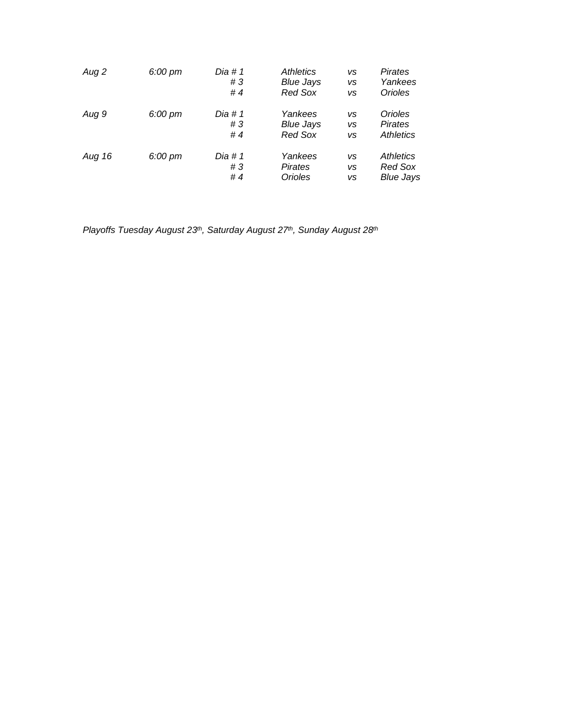| | | | | | |
|---|---|---|---|---|---|
| *Aug 2* | *6:00 pm* | *Dia # 1* | *Athletics* | *vs* | *Pirates* |
| | | *# 3* | *Blue Jays* | *vs* | *Yankees* |
| | | *# 4* | *Red Sox* | *vs* | *Orioles* |
| *Aug 9* | *6:00 pm* | *Dia # 1* | *Yankees* | *vs* | *Orioles* |
| | | *# 3* | *Blue Jays* | *vs* | *Pirates* |
| | | *# 4* | *Red Sox* | *vs* | *Athletics* |
| *Aug 16* | *6:00 pm* | *Dia # 1* | *Yankees* | *vs* | *Athletics* |
| | | *# 3* | *Pirates* | *vs* | *Red Sox* |
| | | *# 4* | *Orioles* | *vs* | *Blue Jays* |

*Playoffs Tuesday August 23th, Saturday August 27th, Sunday August 28th*